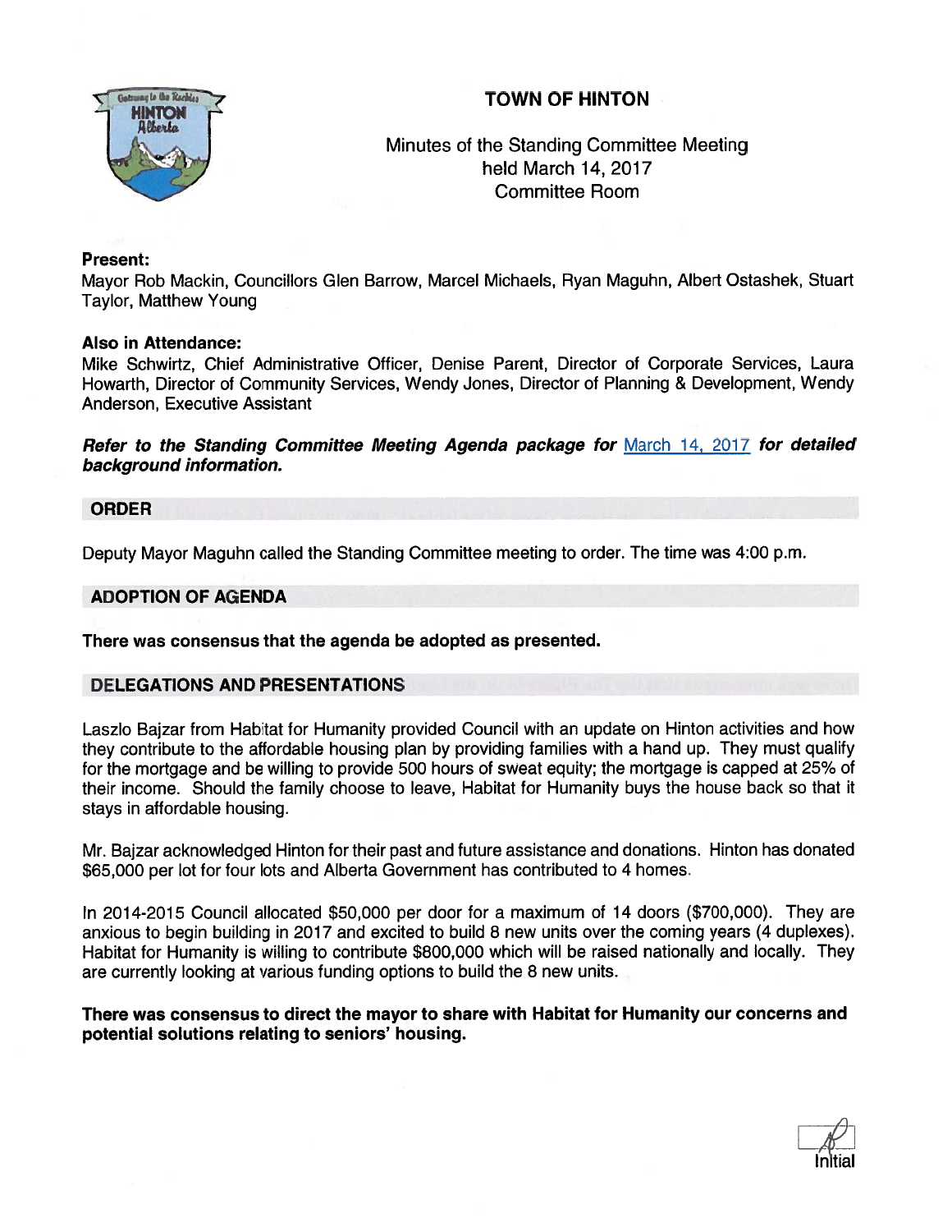# TOWN OF HINTON

Minutes of the Standing Committee Meeting
held March 14, 2017
Committee Room

**Present:**
Mayor Rob Mackin, Councillors Glen Barrow, Marcel Michaels, Ryan Maguhn, Albert Ostashek, Stuart Taylor, Matthew Young

**Also in Attendance:**
Mike Schwirtz, Chief Administrative Officer, Denise Parent, Director of Corporate Services, Laura Howarth, Director of Community Services, Wendy Jones, Director of Planning & Development, Wendy Anderson, Executive Assistant

***Refer to the Standing Committee Meeting Agenda package for March 14, 2017 for detailed background information.***

## ORDER

Deputy Mayor Maguhn called the Standing Committee meeting to order. The time was 4:00 p.m.

## ADOPTION OF AGENDA

**There was consensus that the agenda be adopted as presented.**

## DELEGATIONS AND PRESENTATIONS

Laszlo Bajzar from Habitat for Humanity provided Council with an update on Hinton activities and how they contribute to the affordable housing plan by providing families with a hand up. They must qualify for the mortgage and be willing to provide 500 hours of sweat equity; the mortgage is capped at 25% of their income. Should the family choose to leave, Habitat for Humanity buys the house back so that it stays in affordable housing.

Mr. Bajzar acknowledged Hinton for their past and future assistance and donations. Hinton has donated $65,000 per lot for four lots and Alberta Government has contributed to 4 homes.

In 2014-2015 Council allocated $50,000 per door for a maximum of 14 doors ($700,000). They are anxious to begin building in 2017 and excited to build 8 new units over the coming years (4 duplexes). Habitat for Humanity is willing to contribute $800,000 which will be raised nationally and locally. They are currently looking at various funding options to build the 8 new units.

**There was consensus to direct the mayor to share with Habitat for Humanity our concerns and potential solutions relating to seniors' housing.**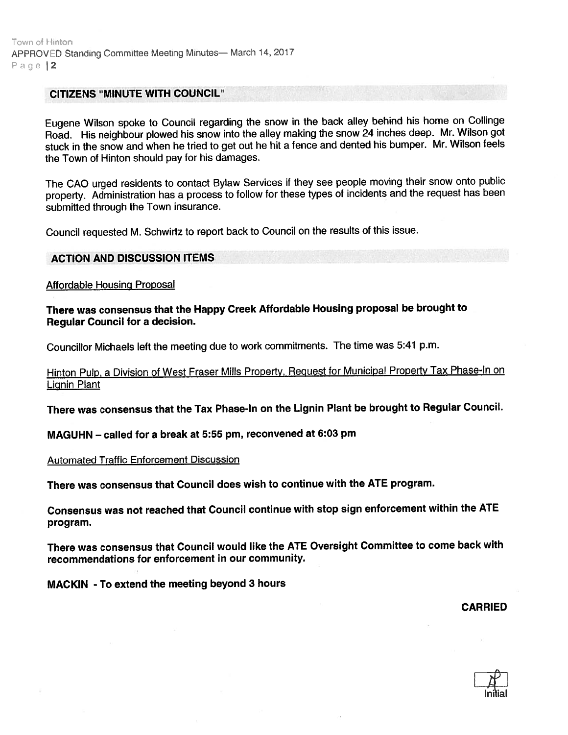## CITIZENS "MINUTE WITH COUNCIL"

Eugene Wilson spoke to Council regarding the snow in the back alley behind his home on Collinge Road. His neighbour plowed his snow into the alley making the snow 24 inches deep. Mr. Wilson got stuck in the snow and when he tried to get out he hit a fence and dented his bumper. Mr. Wilson feels the Town of Hinton should pay for his damages.

The CAO urged residents to contact Bylaw Services if they see people moving their snow onto public property. Administration has a process to follow for these types of incidents and the request has been submitted through the Town insurance.

Council requested M. Schwirtz to report back to Council on the results of this issue.

## ACTION AND DISCUSSION ITEMS

Affordable Housing Proposal

**There was consensus that the Happy Creek Affordable Housing proposal be brought to Regular Council for a decision.**

Councillor Michaels left the meeting due to work commitments. The time was 5:41 p.m.

Hinton Pulp, a Division of West Fraser Mills Property, Request for Municipal Property Tax Phase-In on Lignin Plant

**There was consensus that the Tax Phase-In on the Lignin Plant be brought to Regular Council.**

**MAGUHN – called for a break at 5:55 pm, reconvened at 6:03 pm**

Automated Traffic Enforcement Discussion

**There was consensus that Council does wish to continue with the ATE program.**

**Consensus was not reached that Council continue with stop sign enforcement within the ATE program.**

**There was consensus that Council would like the ATE Oversight Committee to come back with recommendations for enforcement in our community.**

**MACKIN - To extend the meeting beyond 3 hours**

**CARRIED**

Initial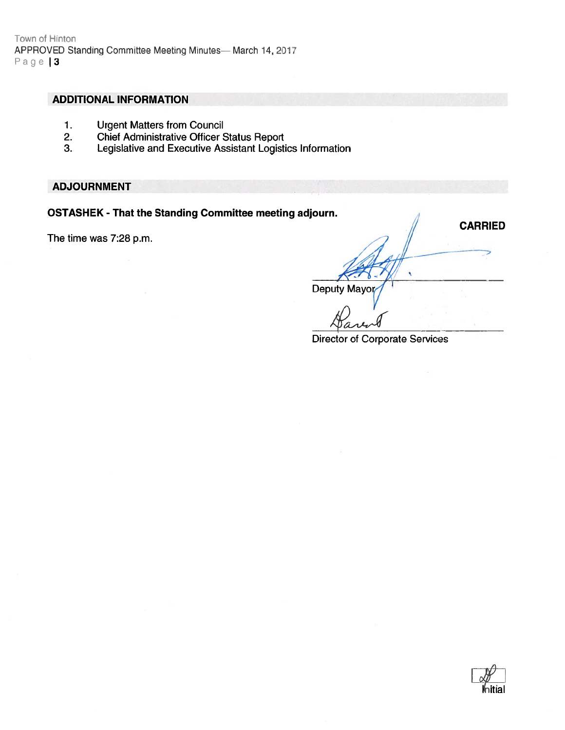## ADDITIONAL INFORMATION

1. Urgent Matters from Council
2. Chief Administrative Officer Status Report
3. Legislative and Executive Assistant Logistics Information

## ADJOURNMENT

**OSTASHEK - That the Standing Committee meeting adjourn.**

**CARRIED**

The time was 7:28 p.m.

Deputy Mayor

Director of Corporate Services

Initial